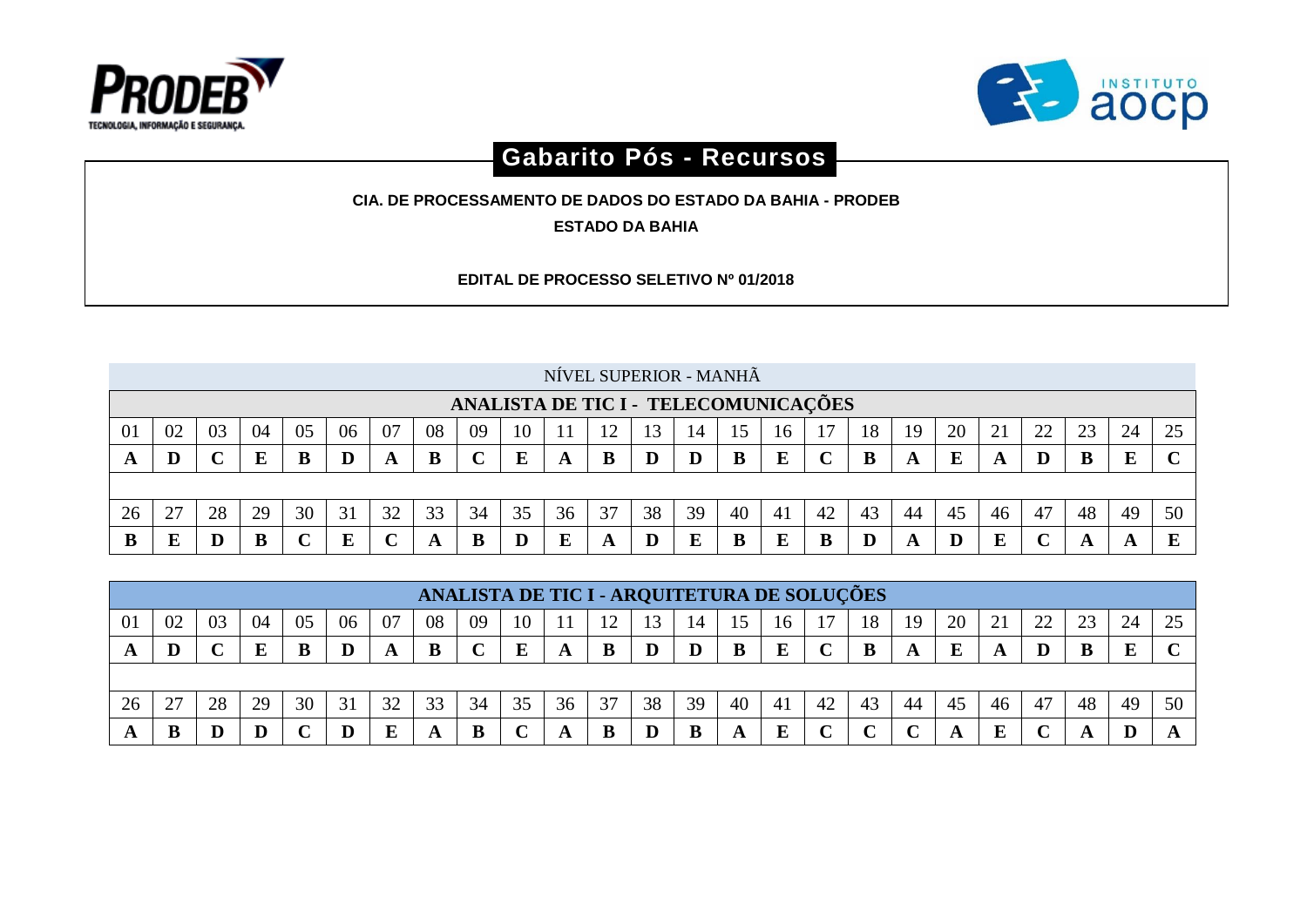PRODEB TECNOLOGIA, INFORMAÇÃO E SEGURANÇA.

INSTITUTO aocp

# Gabarito Pós - Recursos

**CIA. DE PROCESSAMENTO DE DADOS DO ESTADO DA BAHIA - PRODEB**

**ESTADO DA BAHIA**

**EDITAL DE PROCESSO SELETIVO Nº 01/2018**

NÍVEL SUPERIOR - MANHÃ

## ANALISTA DE TIC I - TELECOMUNICAÇÕES

| 01 | 02 | 03 | 04 | 05 | 06 | 07 | 08 | 09 | 10 | 11 | 12 | 13 | 14 | 15 | 16 | 17 | 18 | 19 | 20 | 21 | 22 | 23 | 24 | 25 |
|---|---|---|---|---|---|---|---|---|---|---|---|---|---|---|---|---|---|---|---|---|---|---|---|---|
| **A** | **D** | **C** | **E** | **B** | **D** | **A** | **B** | **C** | **E** | **A** | **B** | **D** | **D** | **B** | **E** | **C** | **B** | **A** | **E** | **A** | **D** | **B** | **E** | **C** |

| 26 | 27 | 28 | 29 | 30 | 31 | 32 | 33 | 34 | 35 | 36 | 37 | 38 | 39 | 40 | 41 | 42 | 43 | 44 | 45 | 46 | 47 | 48 | 49 | 50 |
|---|---|---|---|---|---|---|---|---|---|---|---|---|---|---|---|---|---|---|---|---|---|---|---|---|
| **B** | **E** | **D** | **B** | **C** | **E** | **C** | **A** | **B** | **D** | **E** | **A** | **D** | **E** | **B** | **E** | **B** | **D** | **A** | **D** | **E** | **C** | **A** | **A** | **E** |

## ANALISTA DE TIC I - ARQUITETURA DE SOLUÇÕES

| 01 | 02 | 03 | 04 | 05 | 06 | 07 | 08 | 09 | 10 | 11 | 12 | 13 | 14 | 15 | 16 | 17 | 18 | 19 | 20 | 21 | 22 | 23 | 24 | 25 |
|---|---|---|---|---|---|---|---|---|---|---|---|---|---|---|---|---|---|---|---|---|---|---|---|---|
| **A** | **D** | **C** | **E** | **B** | **D** | **A** | **B** | **C** | **E** | **A** | **B** | **D** | **D** | **B** | **E** | **C** | **B** | **A** | **E** | **A** | **D** | **B** | **E** | **C** |

| 26 | 27 | 28 | 29 | 30 | 31 | 32 | 33 | 34 | 35 | 36 | 37 | 38 | 39 | 40 | 41 | 42 | 43 | 44 | 45 | 46 | 47 | 48 | 49 | 50 |
|---|---|---|---|---|---|---|---|---|---|---|---|---|---|---|---|---|---|---|---|---|---|---|---|---|
| **A** | **B** | **D** | **D** | **C** | **D** | **E** | **A** | **B** | **C** | **A** | **B** | **D** | **B** | **A** | **E** | **C** | **C** | **C** | **A** | **E** | **C** | **A** | **D** | **A** |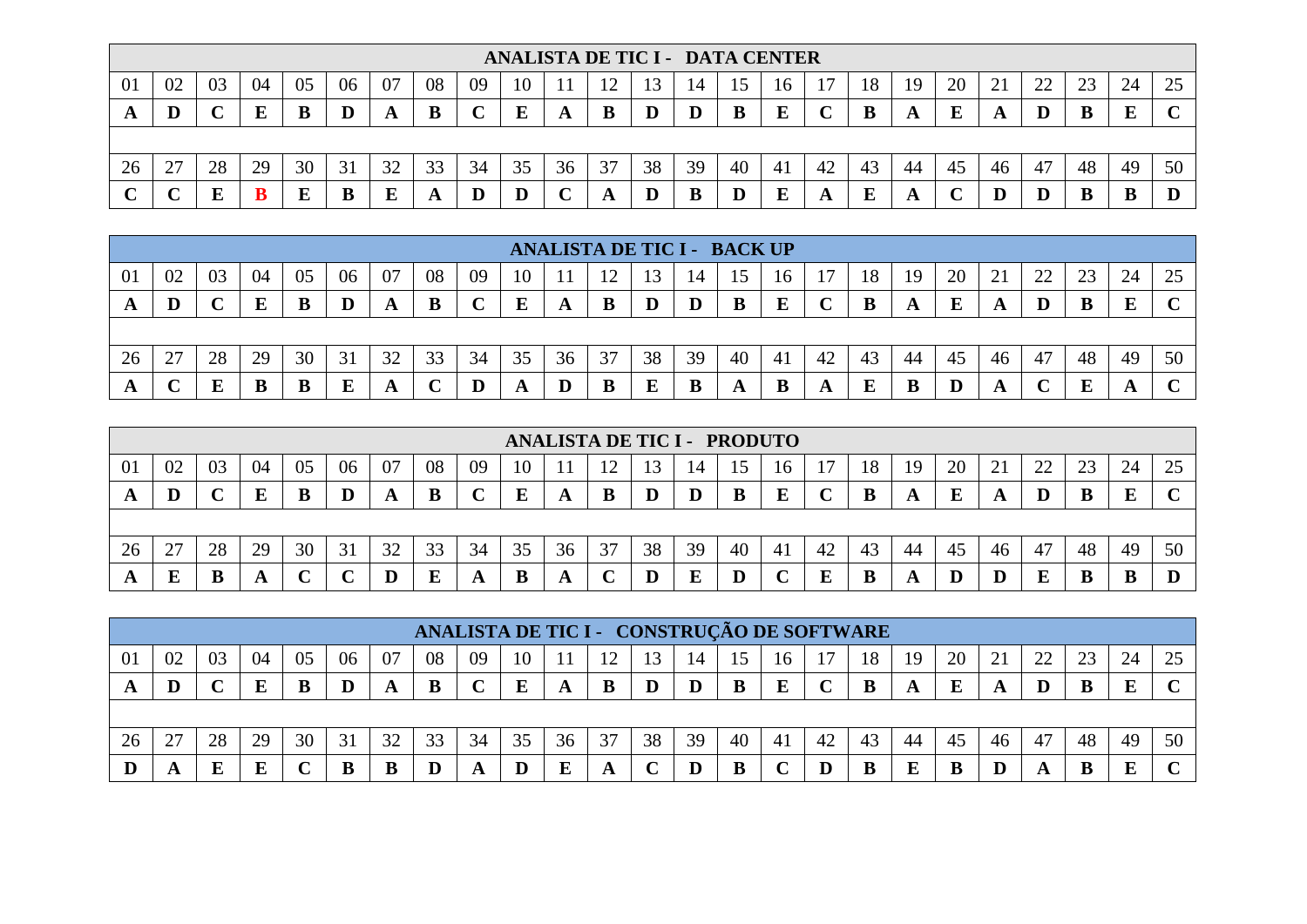| ANALISTA DE TIC I - DATA CENTER | | | | | | | | | | | | | | | | | | | | | | | | |
|---|---|---|---|---|---|---|---|---|---|---|---|---|---|---|---|---|---|---|---|---|---|---|---|---|
| 01 | 02 | 03 | 04 | 05 | 06 | 07 | 08 | 09 | 10 | 11 | 12 | 13 | 14 | 15 | 16 | 17 | 18 | 19 | 20 | 21 | 22 | 23 | 24 | 25 |
| **A** | **D** | **C** | **E** | **B** | **D** | **A** | **B** | **C** | **E** | **A** | **B** | **D** | **D** | **B** | **E** | **C** | **B** | **A** | **E** | **A** | **D** | **B** | **E** | **C** |
| 26 | 27 | 28 | 29 | 30 | 31 | 32 | 33 | 34 | 35 | 36 | 37 | 38 | 39 | 40 | 41 | 42 | 43 | 44 | 45 | 46 | 47 | 48 | 49 | 50 |
| **C** | **C** | **E** | **B** | **E** | **B** | **E** | **A** | **D** | **D** | **C** | **A** | **D** | **B** | **D** | **E** | **A** | **E** | **A** | **C** | **D** | **D** | **B** | **B** | **D** |

| ANALISTA DE TIC I - BACK UP | | | | | | | | | | | | | | | | | | | | | | | | |
|---|---|---|---|---|---|---|---|---|---|---|---|---|---|---|---|---|---|---|---|---|---|---|---|---|
| 01 | 02 | 03 | 04 | 05 | 06 | 07 | 08 | 09 | 10 | 11 | 12 | 13 | 14 | 15 | 16 | 17 | 18 | 19 | 20 | 21 | 22 | 23 | 24 | 25 |
| **A** | **D** | **C** | **E** | **B** | **D** | **A** | **B** | **C** | **E** | **A** | **B** | **D** | **D** | **B** | **E** | **C** | **B** | **A** | **E** | **A** | **D** | **B** | **E** | **C** |
| 26 | 27 | 28 | 29 | 30 | 31 | 32 | 33 | 34 | 35 | 36 | 37 | 38 | 39 | 40 | 41 | 42 | 43 | 44 | 45 | 46 | 47 | 48 | 49 | 50 |
| **A** | **C** | **E** | **B** | **B** | **E** | **A** | **C** | **D** | **A** | **D** | **B** | **E** | **B** | **A** | **B** | **A** | **E** | **B** | **D** | **A** | **C** | **E** | **A** | **C** |

| ANALISTA DE TIC I - PRODUTO | | | | | | | | | | | | | | | | | | | | | | | | |
|---|---|---|---|---|---|---|---|---|---|---|---|---|---|---|---|---|---|---|---|---|---|---|---|---|
| 01 | 02 | 03 | 04 | 05 | 06 | 07 | 08 | 09 | 10 | 11 | 12 | 13 | 14 | 15 | 16 | 17 | 18 | 19 | 20 | 21 | 22 | 23 | 24 | 25 |
| **A** | **D** | **C** | **E** | **B** | **D** | **A** | **B** | **C** | **E** | **A** | **B** | **D** | **D** | **B** | **E** | **C** | **B** | **A** | **E** | **A** | **D** | **B** | **E** | **C** |
| 26 | 27 | 28 | 29 | 30 | 31 | 32 | 33 | 34 | 35 | 36 | 37 | 38 | 39 | 40 | 41 | 42 | 43 | 44 | 45 | 46 | 47 | 48 | 49 | 50 |
| **A** | **E** | **B** | **A** | **C** | **C** | **D** | **E** | **A** | **B** | **A** | **C** | **D** | **E** | **D** | **C** | **E** | **B** | **A** | **D** | **D** | **E** | **B** | **B** | **D** |

| ANALISTA DE TIC I - CONSTRUÇÃO DE SOFTWARE | | | | | | | | | | | | | | | | | | | | | | | | |
|---|---|---|---|---|---|---|---|---|---|---|---|---|---|---|---|---|---|---|---|---|---|---|---|---|
| 01 | 02 | 03 | 04 | 05 | 06 | 07 | 08 | 09 | 10 | 11 | 12 | 13 | 14 | 15 | 16 | 17 | 18 | 19 | 20 | 21 | 22 | 23 | 24 | 25 |
| **A** | **D** | **C** | **E** | **B** | **D** | **A** | **B** | **C** | **E** | **A** | **B** | **D** | **D** | **B** | **E** | **C** | **B** | **A** | **E** | **A** | **D** | **B** | **E** | **C** |
| 26 | 27 | 28 | 29 | 30 | 31 | 32 | 33 | 34 | 35 | 36 | 37 | 38 | 39 | 40 | 41 | 42 | 43 | 44 | 45 | 46 | 47 | 48 | 49 | 50 |
| **D** | **A** | **E** | **E** | **C** | **B** | **B** | **D** | **A** | **D** | **E** | **A** | **C** | **D** | **B** | **C** | **D** | **B** | **E** | **B** | **D** | **A** | **B** | **E** | **C** |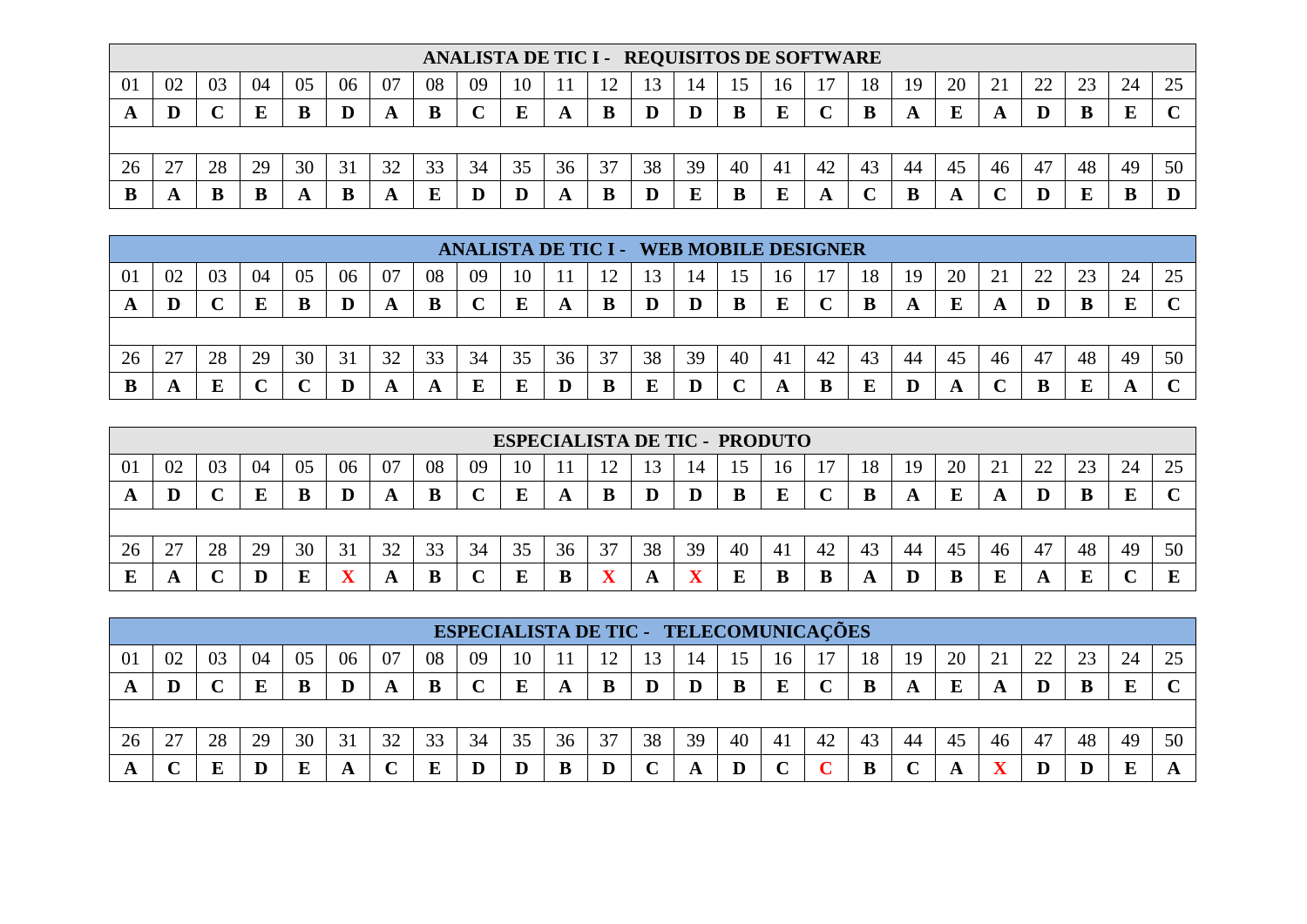| ANALISTA DE TIC I - REQUISITOS DE SOFTWARE | | | | | | | | | | | | | | | | | | | | | | | | |
|---|---|---|---|---|---|---|---|---|---|---|---|---|---|---|---|---|---|---|---|---|---|---|---|---|
| 01 | 02 | 03 | 04 | 05 | 06 | 07 | 08 | 09 | 10 | 11 | 12 | 13 | 14 | 15 | 16 | 17 | 18 | 19 | 20 | 21 | 22 | 23 | 24 | 25 |
| **A** | **D** | **C** | **E** | **B** | **D** | **A** | **B** | **C** | **E** | **A** | **B** | **D** | **D** | **B** | **E** | **C** | **B** | **A** | **E** | **A** | **D** | **B** | **E** | **C** |
| 26 | 27 | 28 | 29 | 30 | 31 | 32 | 33 | 34 | 35 | 36 | 37 | 38 | 39 | 40 | 41 | 42 | 43 | 44 | 45 | 46 | 47 | 48 | 49 | 50 |
| **B** | **A** | **B** | **B** | **A** | **B** | **A** | **E** | **D** | **D** | **A** | **B** | **D** | **E** | **B** | **E** | **A** | **C** | **B** | **A** | **C** | **D** | **E** | **B** | **D** |

| ANALISTA DE TIC I - WEB MOBILE DESIGNER | | | | | | | | | | | | | | | | | | | | | | | | |
|---|---|---|---|---|---|---|---|---|---|---|---|---|---|---|---|---|---|---|---|---|---|---|---|---|
| 01 | 02 | 03 | 04 | 05 | 06 | 07 | 08 | 09 | 10 | 11 | 12 | 13 | 14 | 15 | 16 | 17 | 18 | 19 | 20 | 21 | 22 | 23 | 24 | 25 |
| **A** | **D** | **C** | **E** | **B** | **D** | **A** | **B** | **C** | **E** | **A** | **B** | **D** | **D** | **B** | **E** | **C** | **B** | **A** | **E** | **A** | **D** | **B** | **E** | **C** |
| 26 | 27 | 28 | 29 | 30 | 31 | 32 | 33 | 34 | 35 | 36 | 37 | 38 | 39 | 40 | 41 | 42 | 43 | 44 | 45 | 46 | 47 | 48 | 49 | 50 |
| **B** | **A** | **E** | **C** | **C** | **D** | **A** | **A** | **E** | **E** | **D** | **B** | **E** | **D** | **C** | **A** | **B** | **E** | **D** | **A** | **C** | **B** | **E** | **A** | **C** |

| ESPECIALISTA DE TIC - PRODUTO | | | | | | | | | | | | | | | | | | | | | | | | |
|---|---|---|---|---|---|---|---|---|---|---|---|---|---|---|---|---|---|---|---|---|---|---|---|---|
| 01 | 02 | 03 | 04 | 05 | 06 | 07 | 08 | 09 | 10 | 11 | 12 | 13 | 14 | 15 | 16 | 17 | 18 | 19 | 20 | 21 | 22 | 23 | 24 | 25 |
| **A** | **D** | **C** | **E** | **B** | **D** | **A** | **B** | **C** | **E** | **A** | **B** | **D** | **D** | **B** | **E** | **C** | **B** | **A** | **E** | **A** | **D** | **B** | **E** | **C** |
| 26 | 27 | 28 | 29 | 30 | 31 | 32 | 33 | 34 | 35 | 36 | 37 | 38 | 39 | 40 | 41 | 42 | 43 | 44 | 45 | 46 | 47 | 48 | 49 | 50 |
| **E** | **A** | **C** | **D** | **E** | **X** | **A** | **B** | **C** | **E** | **B** | **X** | **A** | **X** | **E** | **B** | **B** | **A** | **D** | **B** | **E** | **A** | **E** | **C** | **E** |

| ESPECIALISTA DE TIC - TELECOMUNICAÇÕES | | | | | | | | | | | | | | | | | | | | | | | | |
|---|---|---|---|---|---|---|---|---|---|---|---|---|---|---|---|---|---|---|---|---|---|---|---|---|
| 01 | 02 | 03 | 04 | 05 | 06 | 07 | 08 | 09 | 10 | 11 | 12 | 13 | 14 | 15 | 16 | 17 | 18 | 19 | 20 | 21 | 22 | 23 | 24 | 25 |
| **A** | **D** | **C** | **E** | **B** | **D** | **A** | **B** | **C** | **E** | **A** | **B** | **D** | **D** | **B** | **E** | **C** | **B** | **A** | **E** | **A** | **D** | **B** | **E** | **C** |
| 26 | 27 | 28 | 29 | 30 | 31 | 32 | 33 | 34 | 35 | 36 | 37 | 38 | 39 | 40 | 41 | 42 | 43 | 44 | 45 | 46 | 47 | 48 | 49 | 50 |
| **A** | **C** | **E** | **D** | **E** | **A** | **C** | **E** | **D** | **D** | **B** | **D** | **C** | **A** | **D** | **C** | **C** | **B** | **C** | **A** | **X** | **D** | **D** | **E** | **A** |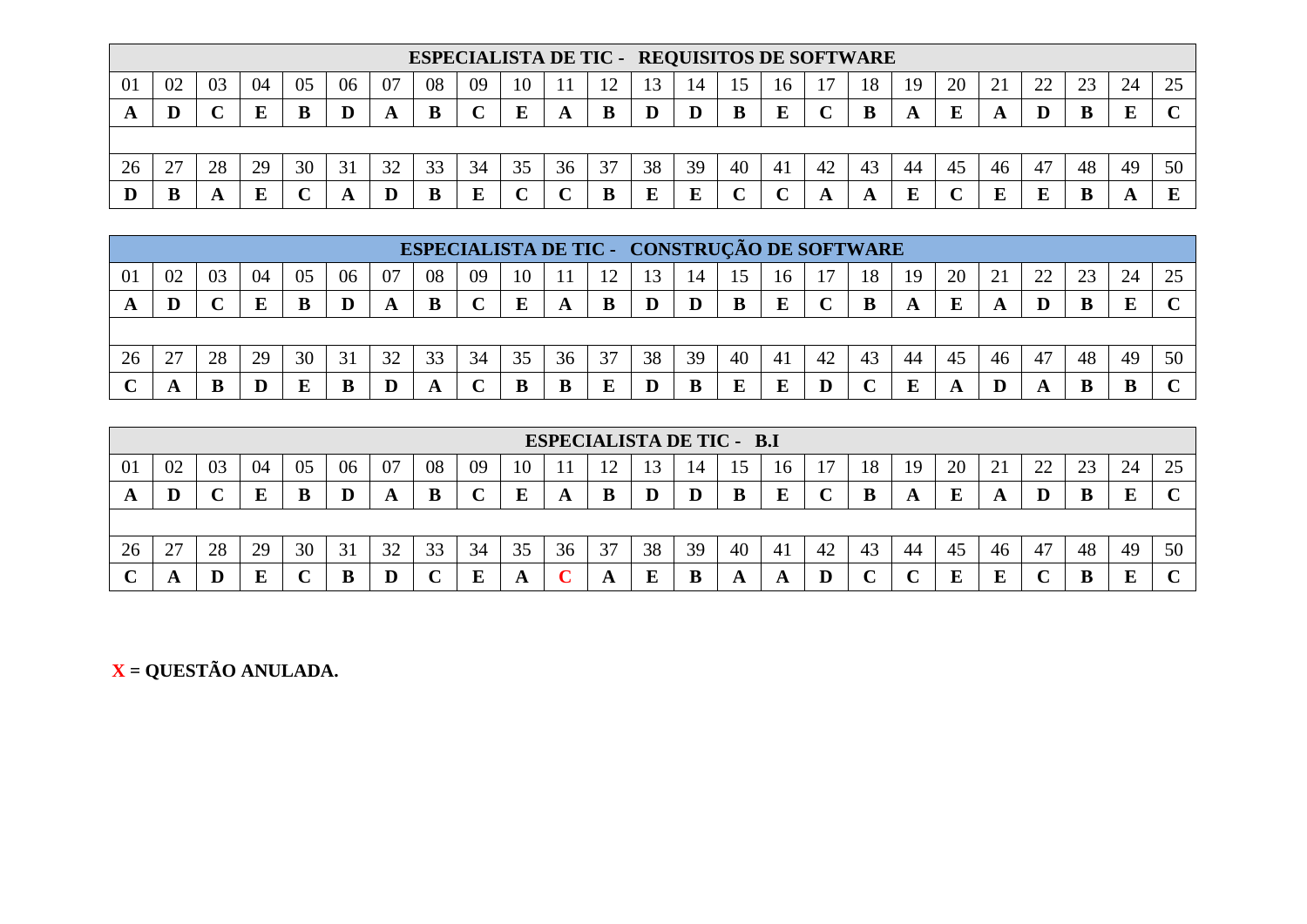| ESPECIALISTA DE TIC - REQUISITOS DE SOFTWARE | | | | | | | | | | | | | | | | | | | | | | | | |
|---|---|---|---|---|---|---|---|---|---|---|---|---|---|---|---|---|---|---|---|---|---|---|---|---|
| 01 | 02 | 03 | 04 | 05 | 06 | 07 | 08 | 09 | 10 | 11 | 12 | 13 | 14 | 15 | 16 | 17 | 18 | 19 | 20 | 21 | 22 | 23 | 24 | 25 |
| **A** | **D** | **C** | **E** | **B** | **D** | **A** | **B** | **C** | **E** | **A** | **B** | **D** | **D** | **B** | **E** | **C** | **B** | **A** | **E** | **A** | **D** | **B** | **E** | **C** |
| | | | | | | | | | | | | | | | | | | | | | | | | |
| 26 | 27 | 28 | 29 | 30 | 31 | 32 | 33 | 34 | 35 | 36 | 37 | 38 | 39 | 40 | 41 | 42 | 43 | 44 | 45 | 46 | 47 | 48 | 49 | 50 |
| **D** | **B** | **A** | **E** | **C** | **A** | **D** | **B** | **E** | **C** | **C** | **B** | **E** | **E** | **C** | **C** | **A** | **A** | **E** | **C** | **E** | **E** | **B** | **A** | **E** |

| ESPECIALISTA DE TIC - CONSTRUÇÃO DE SOFTWARE | | | | | | | | | | | | | | | | | | | | | | | | |
|---|---|---|---|---|---|---|---|---|---|---|---|---|---|---|---|---|---|---|---|---|---|---|---|---|
| 01 | 02 | 03 | 04 | 05 | 06 | 07 | 08 | 09 | 10 | 11 | 12 | 13 | 14 | 15 | 16 | 17 | 18 | 19 | 20 | 21 | 22 | 23 | 24 | 25 |
| **A** | **D** | **C** | **E** | **B** | **D** | **A** | **B** | **C** | **E** | **A** | **B** | **D** | **D** | **B** | **E** | **C** | **B** | **A** | **E** | **A** | **D** | **B** | **E** | **C** |
| | | | | | | | | | | | | | | | | | | | | | | | | |
| 26 | 27 | 28 | 29 | 30 | 31 | 32 | 33 | 34 | 35 | 36 | 37 | 38 | 39 | 40 | 41 | 42 | 43 | 44 | 45 | 46 | 47 | 48 | 49 | 50 |
| **C** | **A** | **B** | **D** | **E** | **B** | **D** | **A** | **C** | **B** | **B** | **E** | **D** | **B** | **E** | **E** | **D** | **C** | **E** | **A** | **D** | **A** | **B** | **B** | **C** |

| ESPECIALISTA DE TIC - B.I | | | | | | | | | | | | | | | | | | | | | | | | |
|---|---|---|---|---|---|---|---|---|---|---|---|---|---|---|---|---|---|---|---|---|---|---|---|---|
| 01 | 02 | 03 | 04 | 05 | 06 | 07 | 08 | 09 | 10 | 11 | 12 | 13 | 14 | 15 | 16 | 17 | 18 | 19 | 20 | 21 | 22 | 23 | 24 | 25 |
| **A** | **D** | **C** | **E** | **B** | **D** | **A** | **B** | **C** | **E** | **A** | **B** | **D** | **D** | **B** | **E** | **C** | **B** | **A** | **E** | **A** | **D** | **B** | **E** | **C** |
| | | | | | | | | | | | | | | | | | | | | | | | | |
| 26 | 27 | 28 | 29 | 30 | 31 | 32 | 33 | 34 | 35 | 36 | 37 | 38 | 39 | 40 | 41 | 42 | 43 | 44 | 45 | 46 | 47 | 48 | 49 | 50 |
| **C** | **A** | **D** | **E** | **C** | **B** | **D** | **C** | **E** | **A** | **C** | **A** | **E** | **B** | **A** | **A** | **D** | **C** | **C** | **E** | **E** | **C** | **B** | **E** | **C** |

**X = QUESTÃO ANULADA.**